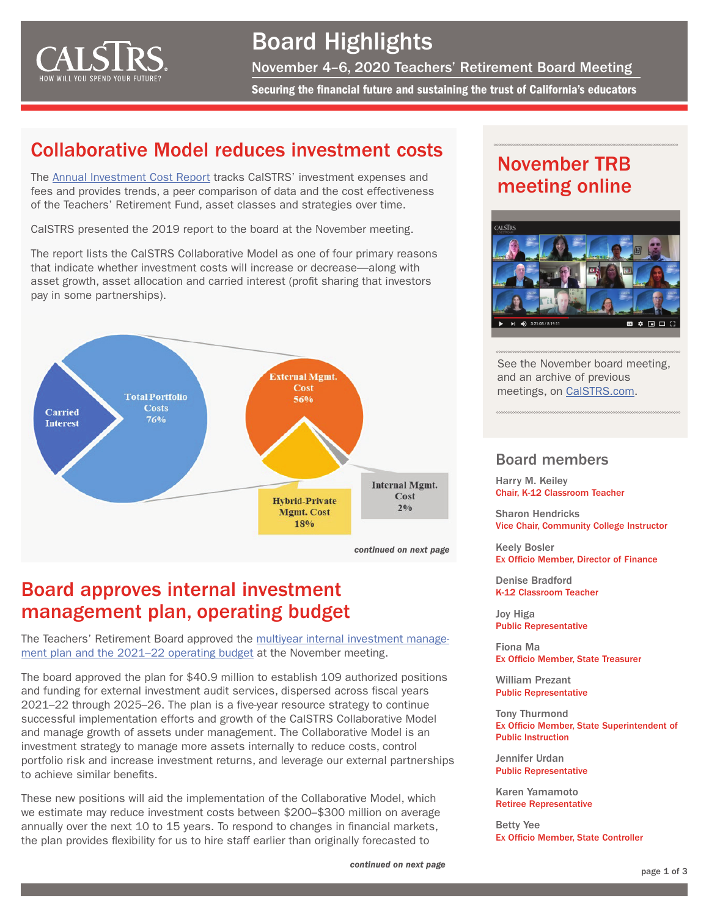# Board Highlights

## November 4–6, 2020 Teachers' Retirement Board Meeting

**Securing the financial future and sustaining the trust of California's educators**

## Collaborative Model reduces investment costs

The Annual Investment Cost Report tracks CalSTRS' investment expenses and fees and provides trends, a peer comparison of data and the cost effectiveness of the Teachers' Retirement Fund, asset classes and strategies over time.

CalSTRS presented the 2019 report to the board at the November meeting.

The report lists the CalSTRS Collaborative Model as one of four primary reasons that indicate whether investment costs will increase or decrease—along with asset growth, asset allocation and carried interest (profit sharing that investors pay in some partnerships).

Carried Interest

Total Portfolio Costs 76%

External Mgmt. Cost 56%

Hybrid-Private Mgmt. Cost 18%

Internal Mgmt. Cost 2%

*continued on next page*

## Board approves internal investment management plan, operating budget

The Teachers' Retirement Board approved the multiyear internal investment management plan and the 2021–22 operating budget at the November meeting.

The board approved the plan for $40.9 million to establish 109 authorized positions and funding for external investment audit services, dispersed across fiscal years 2021–22 through 2025–26. The plan is a five-year resource strategy to continue successful implementation efforts and growth of the CalSTRS Collaborative Model and manage growth of assets under management. The Collaborative Model is an investment strategy to manage more assets internally to reduce costs, control portfolio risk and increase investment returns, and leverage our external partnerships to achieve similar benefits.

These new positions will aid the implementation of the Collaborative Model, which we estimate may reduce investment costs between $200–$300 million on average annually over the next 10 to 15 years. To respond to changes in financial markets, the plan provides flexibility for us to hire staff earlier than originally forecasted to

*continued on next page*

## November TRB meeting online

See the November board meeting, and an archive of previous meetings, on CalSTRS.com.

## Board members

Harry M. Keiley
Chair, K-12 Classroom Teacher

Sharon Hendricks
Vice Chair, Community College Instructor

Keely Bosler
Ex Officio Member, Director of Finance

Denise Bradford
K-12 Classroom Teacher

Joy Higa
Public Representative

Fiona Ma
Ex Officio Member, State Treasurer

William Prezant
Public Representative

Tony Thurmond
Ex Officio Member, State Superintendent of Public Instruction

Jennifer Urdan
Public Representative

Karen Yamamoto
Retiree Representative

Betty Yee
Ex Officio Member, State Controller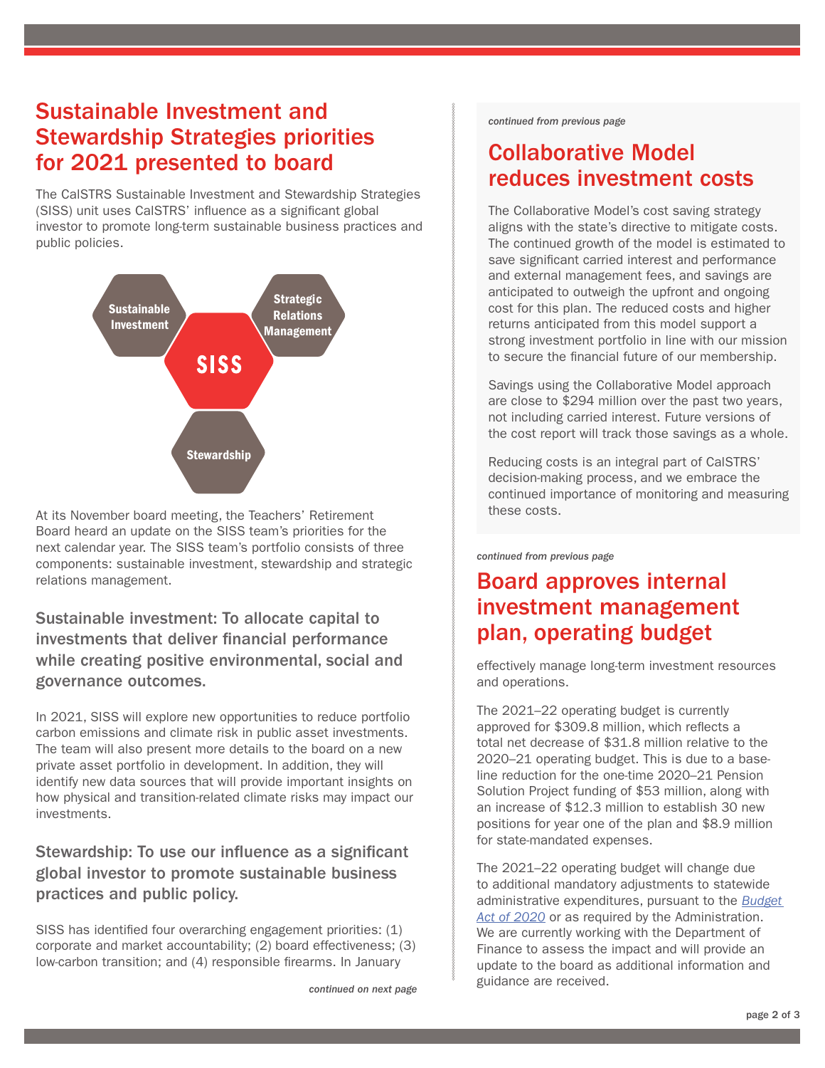# Sustainable Investment and Stewardship Strategies priorities for 2021 presented to board

The CalSTRS Sustainable Investment and Stewardship Strategies (SISS) unit uses CalSTRS' influence as a significant global investor to promote long-term sustainable business practices and public policies.

Sustainable Investment

Strategic Relations Management

SISS

Stewardship

At its November board meeting, the Teachers' Retirement Board heard an update on the SISS team's priorities for the next calendar year. The SISS team's portfolio consists of three components: sustainable investment, stewardship and strategic relations management.

### Sustainable investment: To allocate capital to investments that deliver financial performance while creating positive environmental, social and governance outcomes.

In 2021, SISS will explore new opportunities to reduce portfolio carbon emissions and climate risk in public asset investments. The team will also present more details to the board on a new private asset portfolio in development. In addition, they will identify new data sources that will provide important insights on how physical and transition-related climate risks may impact our investments.

### Stewardship: To use our influence as a significant global investor to promote sustainable business practices and public policy.

SISS has identified four overarching engagement priorities: (1) corporate and market accountability; (2) board effectiveness; (3) low-carbon transition; and (4) responsible firearms. In January

*continued on next page*

*continued from previous page*

# Collaborative Model reduces investment costs

The Collaborative Model's cost saving strategy aligns with the state's directive to mitigate costs. The continued growth of the model is estimated to save significant carried interest and performance and external management fees, and savings are anticipated to outweigh the upfront and ongoing cost for this plan. The reduced costs and higher returns anticipated from this model support a strong investment portfolio in line with our mission to secure the financial future of our membership.

Savings using the Collaborative Model approach are close to $294 million over the past two years, not including carried interest. Future versions of the cost report will track those savings as a whole.

Reducing costs is an integral part of CalSTRS' decision-making process, and we embrace the continued importance of monitoring and measuring these costs.

*continued from previous page*

# Board approves internal investment management plan, operating budget

effectively manage long-term investment resources and operations.

The 2021–22 operating budget is currently approved for $309.8 million, which reflects a total net decrease of $31.8 million relative to the 2020–21 operating budget. This is due to a base-line reduction for the one-time 2020–21 Pension Solution Project funding of $53 million, along with an increase of $12.3 million to establish 30 new positions for year one of the plan and $8.9 million for state-mandated expenses.

The 2021–22 operating budget will change due to additional mandatory adjustments to statewide administrative expenditures, pursuant to the *Budget Act of 2020* or as required by the Administration. We are currently working with the Department of Finance to assess the impact and will provide an update to the board as additional information and guidance are received.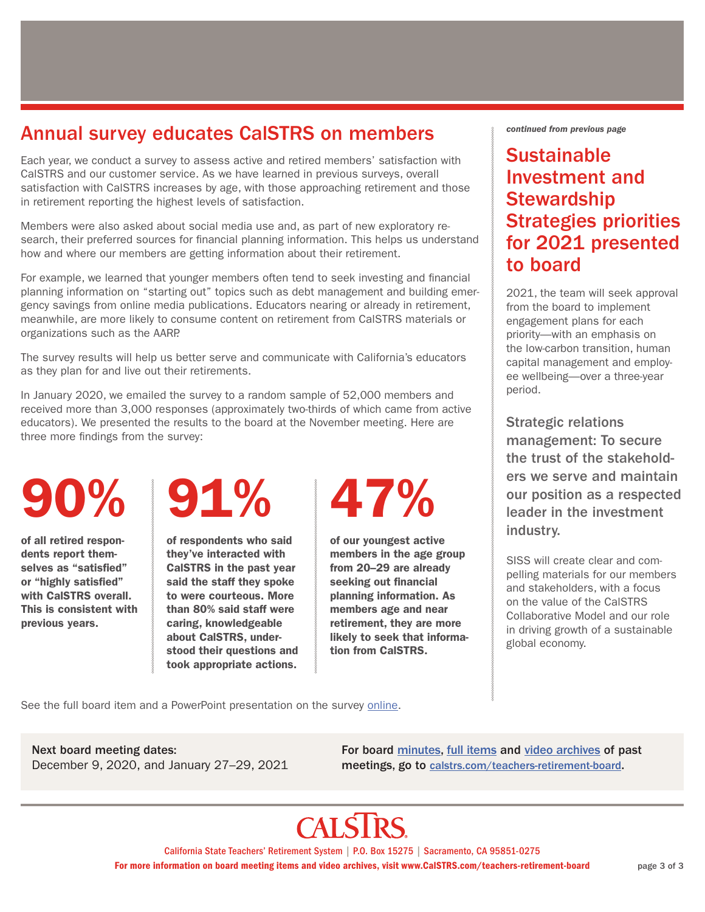## Annual survey educates CalSTRS on members

Each year, we conduct a survey to assess active and retired members' satisfaction with CalSTRS and our customer service. As we have learned in previous surveys, overall satisfaction with CalSTRS increases by age, with those approaching retirement and those in retirement reporting the highest levels of satisfaction.

Members were also asked about social media use and, as part of new exploratory research, their preferred sources for financial planning information. This helps us understand how and where our members are getting information about their retirement.

For example, we learned that younger members often tend to seek investing and financial planning information on "starting out" topics such as debt management and building emergency savings from online media publications. Educators nearing or already in retirement, meanwhile, are more likely to consume content on retirement from CalSTRS materials or organizations such as the AARP.

The survey results will help us better serve and communicate with California's educators as they plan for and live out their retirements.

In January 2020, we emailed the survey to a random sample of 52,000 members and received more than 3,000 responses (approximately two-thirds of which came from active educators). We presented the results to the board at the November meeting. Here are three more findings from the survey:

# 90%

**of all retired respondents report themselves as "satisfied" or "highly satisfied" with CalSTRS overall. This is consistent with previous years.**

# 91%

**of respondents who said they've interacted with CalSTRS in the past year said the staff they spoke to were courteous. More than 80% said staff were caring, knowledgeable about CalSTRS, understood their questions and took appropriate actions.**

# 47%

**of our youngest active members in the age group from 20–29 are already seeking out financial planning information. As members age and near retirement, they are more likely to seek that information from CalSTRS.**

See the full board item and a PowerPoint presentation on the survey online.

*continued from previous page*

## Sustainable Investment and Stewardship Strategies priorities for 2021 presented to board

2021, the team will seek approval from the board to implement engagement plans for each priority—with an emphasis on the low-carbon transition, human capital management and employee wellbeing—over a three-year period.

### Strategic relations management: To secure the trust of the stakeholders we serve and maintain our position as a respected leader in the investment industry.

SISS will create clear and compelling materials for our members and stakeholders, with a focus on the value of the CalSTRS Collaborative Model and our role in driving growth of a sustainable global economy.

**Next board meeting dates:**
December 9, 2020, and January 27–29, 2021

**For board minutes, full items and video archives of past meetings, go to calstrs.com/teachers-retirement-board.**

CALSTRS

California State Teachers' Retirement System | P.O. Box 15275 | Sacramento, CA 95851-0275

For more information on board meeting items and video archives, visit www.CalSTRS.com/teachers-retirement-board